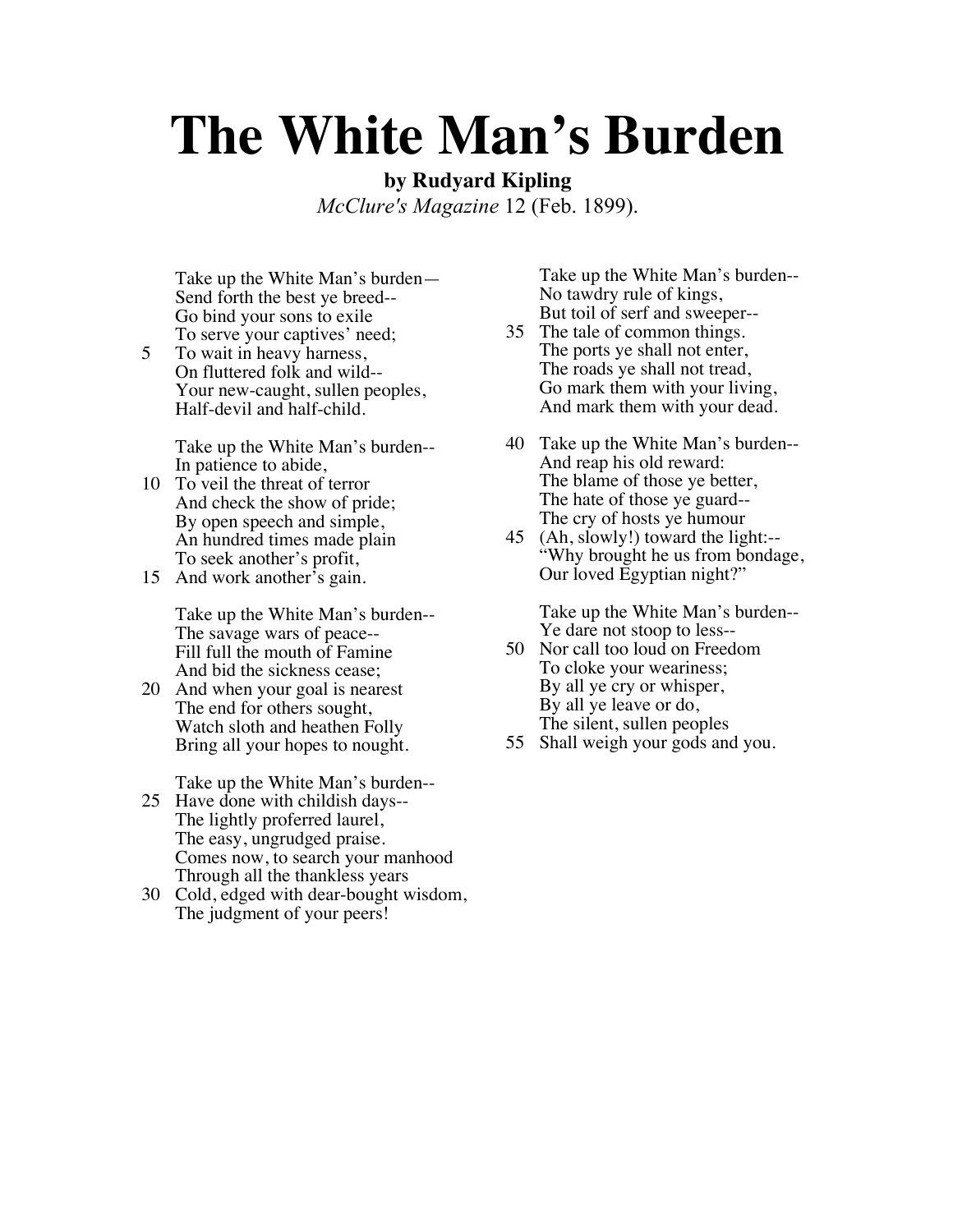# The White Man's Burden

**by Rudyard Kipling**

*McClure's Magazine* 12 (Feb. 1899).

Take up the White Man's burden—
Send forth the best ye breed--
Go bind your sons to exile
To serve your captives' need;
5 To wait in heavy harness,
On fluttered folk and wild--
Your new-caught, sullen peoples,
Half-devil and half-child.

Take up the White Man's burden--
In patience to abide,
10 To veil the threat of terror
And check the show of pride;
By open speech and simple,
An hundred times made plain
To seek another's profit,
15 And work another's gain.

Take up the White Man's burden--
The savage wars of peace--
Fill full the mouth of Famine
And bid the sickness cease;
20 And when your goal is nearest
The end for others sought,
Watch sloth and heathen Folly
Bring all your hopes to nought.

Take up the White Man's burden--
25 Have done with childish days--
The lightly proferred laurel,
The easy, ungrudged praise.
Comes now, to search your manhood
Through all the thankless years
30 Cold, edged with dear-bought wisdom,
The judgment of your peers!

Take up the White Man's burden--
No tawdry rule of kings,
But toil of serf and sweeper--
35 The tale of common things.
The ports ye shall not enter,
The roads ye shall not tread,
Go mark them with your living,
And mark them with your dead.

40 Take up the White Man's burden--
And reap his old reward:
The blame of those ye better,
The hate of those ye guard--
The cry of hosts ye humour
45 (Ah, slowly!) toward the light:--
"Why brought he us from bondage,
Our loved Egyptian night?"

Take up the White Man's burden--
Ye dare not stoop to less--
50 Nor call too loud on Freedom
To cloke your weariness;
By all ye cry or whisper,
By all ye leave or do,
The silent, sullen peoples
55 Shall weigh your gods and you.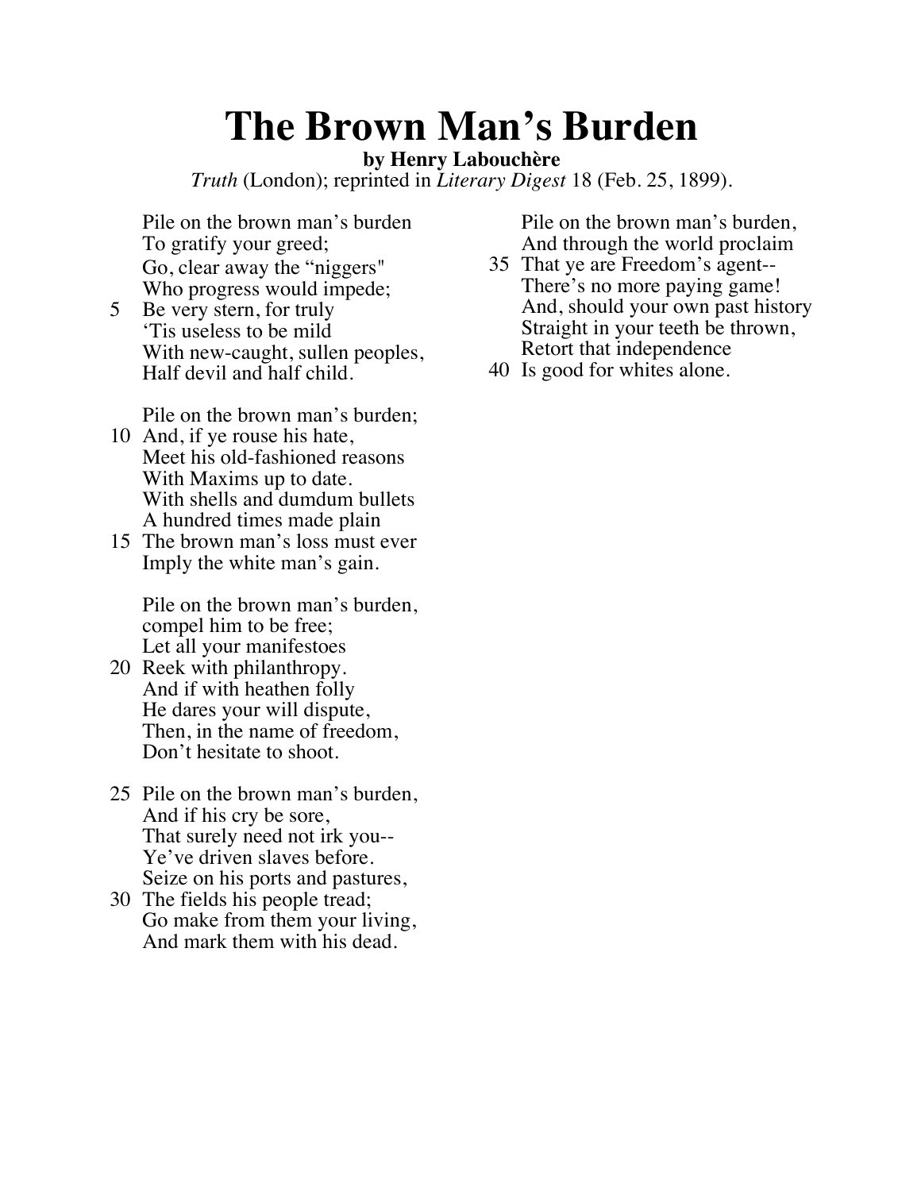# The Brown Man's Burden

**by Henry Labouchère**

*Truth* (London); reprinted in *Literary Digest* 18 (Feb. 25, 1899).

Pile on the brown man's burden  
To gratify your greed;  
Go, clear away the "niggers"  
Who progress would impede;  
5 Be very stern, for truly  
'Tis useless to be mild  
With new-caught, sullen peoples,  
Half devil and half child.

Pile on the brown man's burden;  
10 And, if ye rouse his hate,  
Meet his old-fashioned reasons  
With Maxims up to date.  
With shells and dumdum bullets  
A hundred times made plain  
15 The brown man's loss must ever  
Imply the white man's gain.

Pile on the brown man's burden,  
compel him to be free;  
Let all your manifestoes  
20 Reek with philanthropy.  
And if with heathen folly  
He dares your will dispute,  
Then, in the name of freedom,  
Don't hesitate to shoot.

25 Pile on the brown man's burden,  
And if his cry be sore,  
That surely need not irk you--  
Ye've driven slaves before.  
Seize on his ports and pastures,  
30 The fields his people tread;  
Go make from them your living,  
And mark them with his dead.

Pile on the brown man's burden,  
And through the world proclaim  
35 That ye are Freedom's agent--  
There's no more paying game!  
And, should your own past history  
Straight in your teeth be thrown,  
Retort that independence  
40 Is good for whites alone.